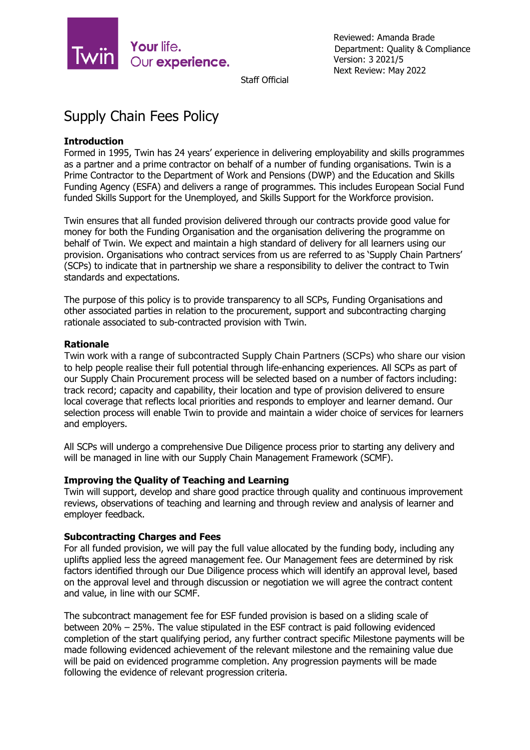Reviewed: Amanda Brade
Department: Quality & Compliance
Version: 3 2021/5
Next Review: May 2022

Staff Official

# Supply Chain Fees Policy

## Introduction

Formed in 1995, Twin has 24 years' experience in delivering employability and skills programmes as a partner and a prime contractor on behalf of a number of funding organisations. Twin is a Prime Contractor to the Department of Work and Pensions (DWP) and the Education and Skills Funding Agency (ESFA) and delivers a range of programmes. This includes European Social Fund funded Skills Support for the Unemployed, and Skills Support for the Workforce provision.

Twin ensures that all funded provision delivered through our contracts provide good value for money for both the Funding Organisation and the organisation delivering the programme on behalf of Twin. We expect and maintain a high standard of delivery for all learners using our provision. Organisations who contract services from us are referred to as 'Supply Chain Partners' (SCPs) to indicate that in partnership we share a responsibility to deliver the contract to Twin standards and expectations.

The purpose of this policy is to provide transparency to all SCPs, Funding Organisations and other associated parties in relation to the procurement, support and subcontracting charging rationale associated to sub-contracted provision with Twin.

## Rationale

Twin work with a range of subcontracted Supply Chain Partners (SCPs) who share our vision to help people realise their full potential through life-enhancing experiences. All SCPs as part of our Supply Chain Procurement process will be selected based on a number of factors including: track record; capacity and capability, their location and type of provision delivered to ensure local coverage that reflects local priorities and responds to employer and learner demand. Our selection process will enable Twin to provide and maintain a wider choice of services for learners and employers.

All SCPs will undergo a comprehensive Due Diligence process prior to starting any delivery and will be managed in line with our Supply Chain Management Framework (SCMF).

## Improving the Quality of Teaching and Learning

Twin will support, develop and share good practice through quality and continuous improvement reviews, observations of teaching and learning and through review and analysis of learner and employer feedback.

## Subcontracting Charges and Fees

For all funded provision, we will pay the full value allocated by the funding body, including any uplifts applied less the agreed management fee. Our Management fees are determined by risk factors identified through our Due Diligence process which will identify an approval level, based on the approval level and through discussion or negotiation we will agree the contract content and value, in line with our SCMF.

The subcontract management fee for ESF funded provision is based on a sliding scale of between 20% – 25%. The value stipulated in the ESF contract is paid following evidenced completion of the start qualifying period, any further contract specific Milestone payments will be made following evidenced achievement of the relevant milestone and the remaining value due will be paid on evidenced programme completion. Any progression payments will be made following the evidence of relevant progression criteria.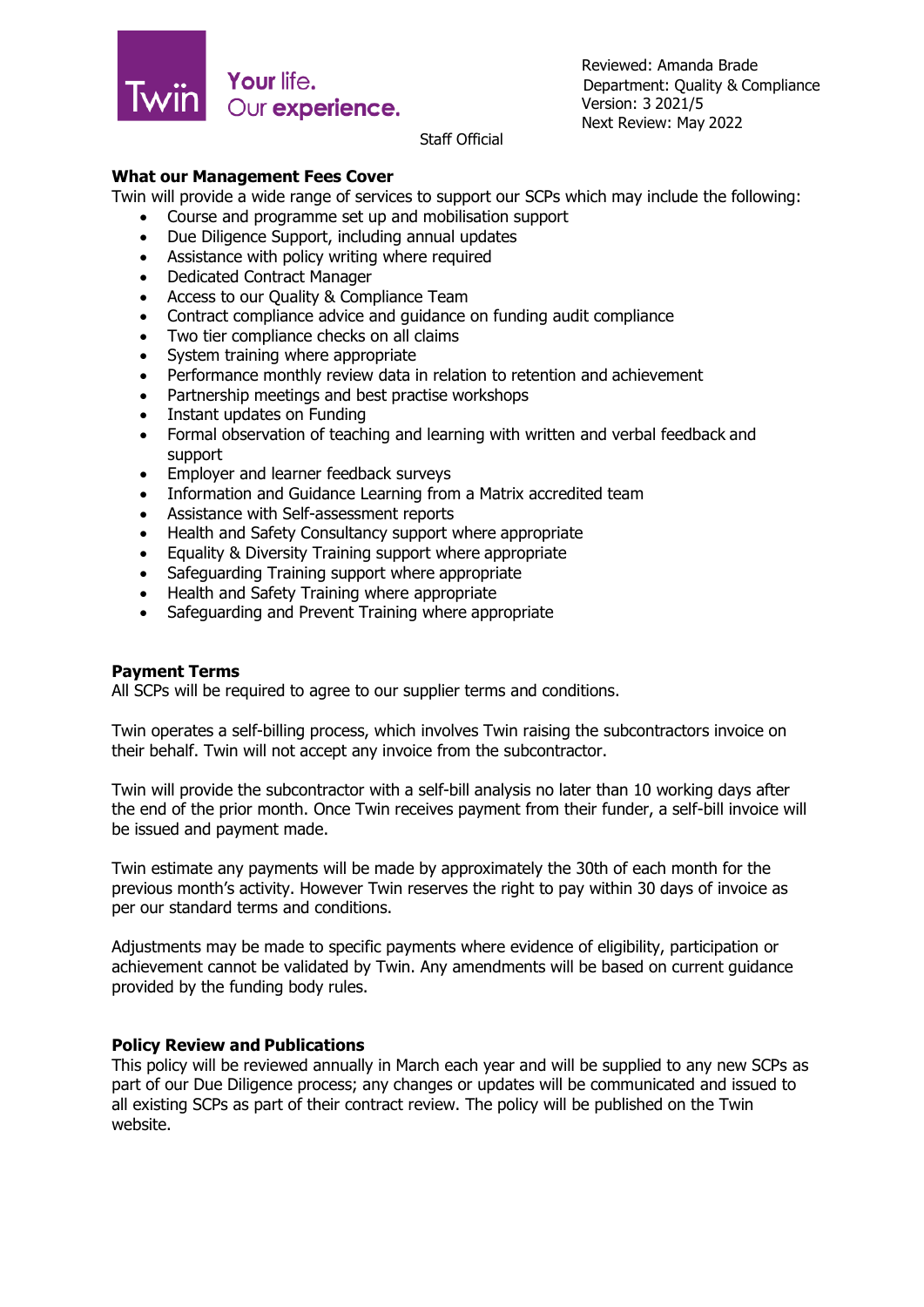## What our Management Fees Cover

Twin will provide a wide range of services to support our SCPs which may include the following:

- Course and programme set up and mobilisation support
- Due Diligence Support, including annual updates
- Assistance with policy writing where required
- Dedicated Contract Manager
- Access to our Quality & Compliance Team
- Contract compliance advice and guidance on funding audit compliance
- Two tier compliance checks on all claims
- System training where appropriate
- Performance monthly review data in relation to retention and achievement
- Partnership meetings and best practise workshops
- Instant updates on Funding
- Formal observation of teaching and learning with written and verbal feedback and support
- Employer and learner feedback surveys
- Information and Guidance Learning from a Matrix accredited team
- Assistance with Self-assessment reports
- Health and Safety Consultancy support where appropriate
- Equality & Diversity Training support where appropriate
- Safeguarding Training support where appropriate
- Health and Safety Training where appropriate
- Safeguarding and Prevent Training where appropriate

## Payment Terms

All SCPs will be required to agree to our supplier terms and conditions.

Twin operates a self-billing process, which involves Twin raising the subcontractors invoice on their behalf. Twin will not accept any invoice from the subcontractor.

Twin will provide the subcontractor with a self-bill analysis no later than 10 working days after the end of the prior month. Once Twin receives payment from their funder, a self-bill invoice will be issued and payment made.

Twin estimate any payments will be made by approximately the 30th of each month for the previous month's activity. However Twin reserves the right to pay within 30 days of invoice as per our standard terms and conditions.

Adjustments may be made to specific payments where evidence of eligibility, participation or achievement cannot be validated by Twin. Any amendments will be based on current guidance provided by the funding body rules.

## Policy Review and Publications

This policy will be reviewed annually in March each year and will be supplied to any new SCPs as part of our Due Diligence process; any changes or updates will be communicated and issued to all existing SCPs as part of their contract review. The policy will be published on the Twin website.